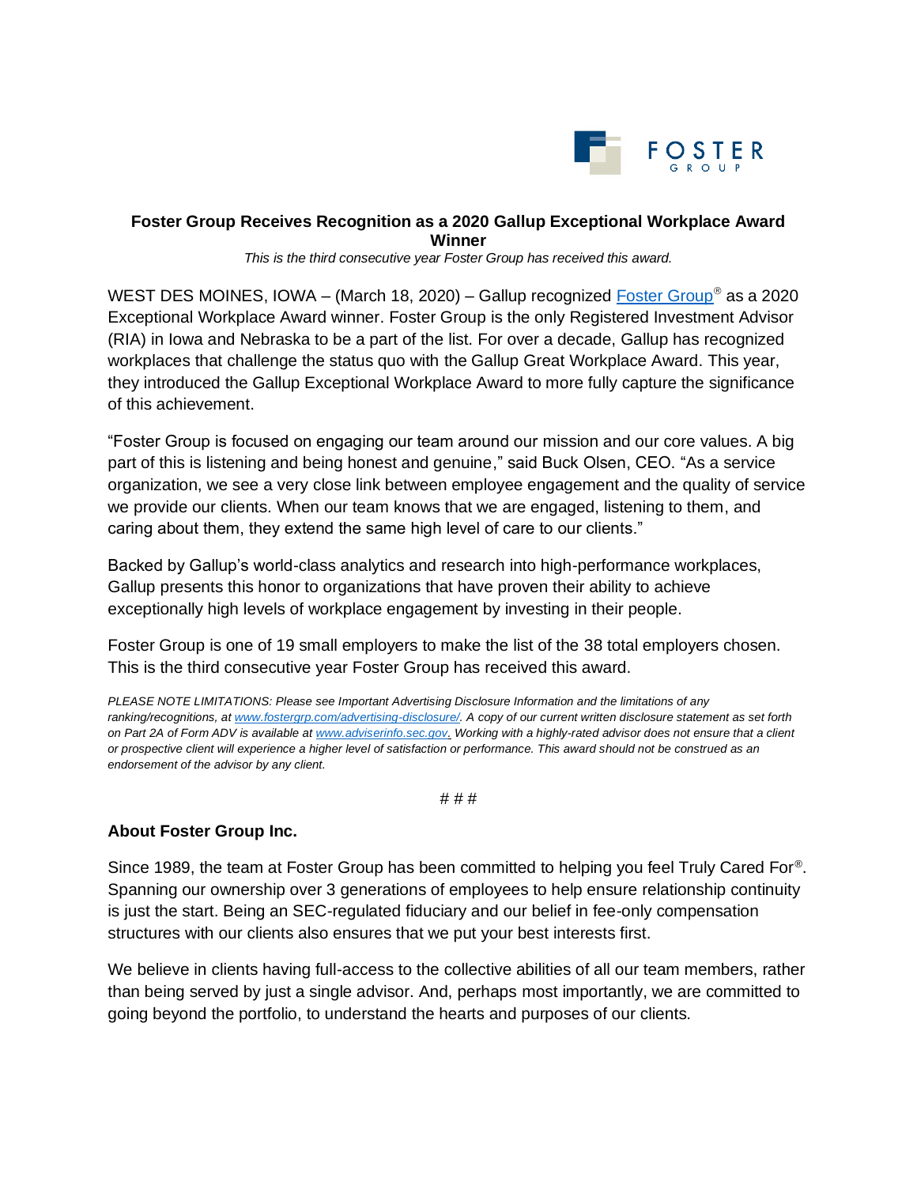FOSTER GROUP

**Foster Group Receives Recognition as a 2020 Gallup Exceptional Workplace Award Winner**

*This is the third consecutive year Foster Group has received this award.*

WEST DES MOINES, IOWA – (March 18, 2020) – Gallup recognized [Foster Group®](#) as a 2020 Exceptional Workplace Award winner. Foster Group is the only Registered Investment Advisor (RIA) in Iowa and Nebraska to be a part of the list. For over a decade, Gallup has recognized workplaces that challenge the status quo with the Gallup Great Workplace Award. This year, they introduced the Gallup Exceptional Workplace Award to more fully capture the significance of this achievement.

"Foster Group is focused on engaging our team around our mission and our core values. A big part of this is listening and being honest and genuine," said Buck Olsen, CEO. "As a service organization, we see a very close link between employee engagement and the quality of service we provide our clients. When our team knows that we are engaged, listening to them, and caring about them, they extend the same high level of care to our clients."

Backed by Gallup's world-class analytics and research into high-performance workplaces, Gallup presents this honor to organizations that have proven their ability to achieve exceptionally high levels of workplace engagement by investing in their people.

Foster Group is one of 19 small employers to make the list of the 38 total employers chosen. This is the third consecutive year Foster Group has received this award.

*PLEASE NOTE LIMITATIONS: Please see Important Advertising Disclosure Information and the limitations of any ranking/recognitions, at www.fostergrp.com/advertising-disclosure/. A copy of our current written disclosure statement as set forth on Part 2A of Form ADV is available at www.adviserinfo.sec.gov. Working with a highly-rated advisor does not ensure that a client or prospective client will experience a higher level of satisfaction or performance. This award should not be construed as an endorsement of the advisor by any client.*

# # #

**About Foster Group Inc.**

Since 1989, the team at Foster Group has been committed to helping you feel Truly Cared For®. Spanning our ownership over 3 generations of employees to help ensure relationship continuity is just the start. Being an SEC-regulated fiduciary and our belief in fee-only compensation structures with our clients also ensures that we put your best interests first.

We believe in clients having full-access to the collective abilities of all our team members, rather than being served by just a single advisor. And, perhaps most importantly, we are committed to going beyond the portfolio, to understand the hearts and purposes of our clients.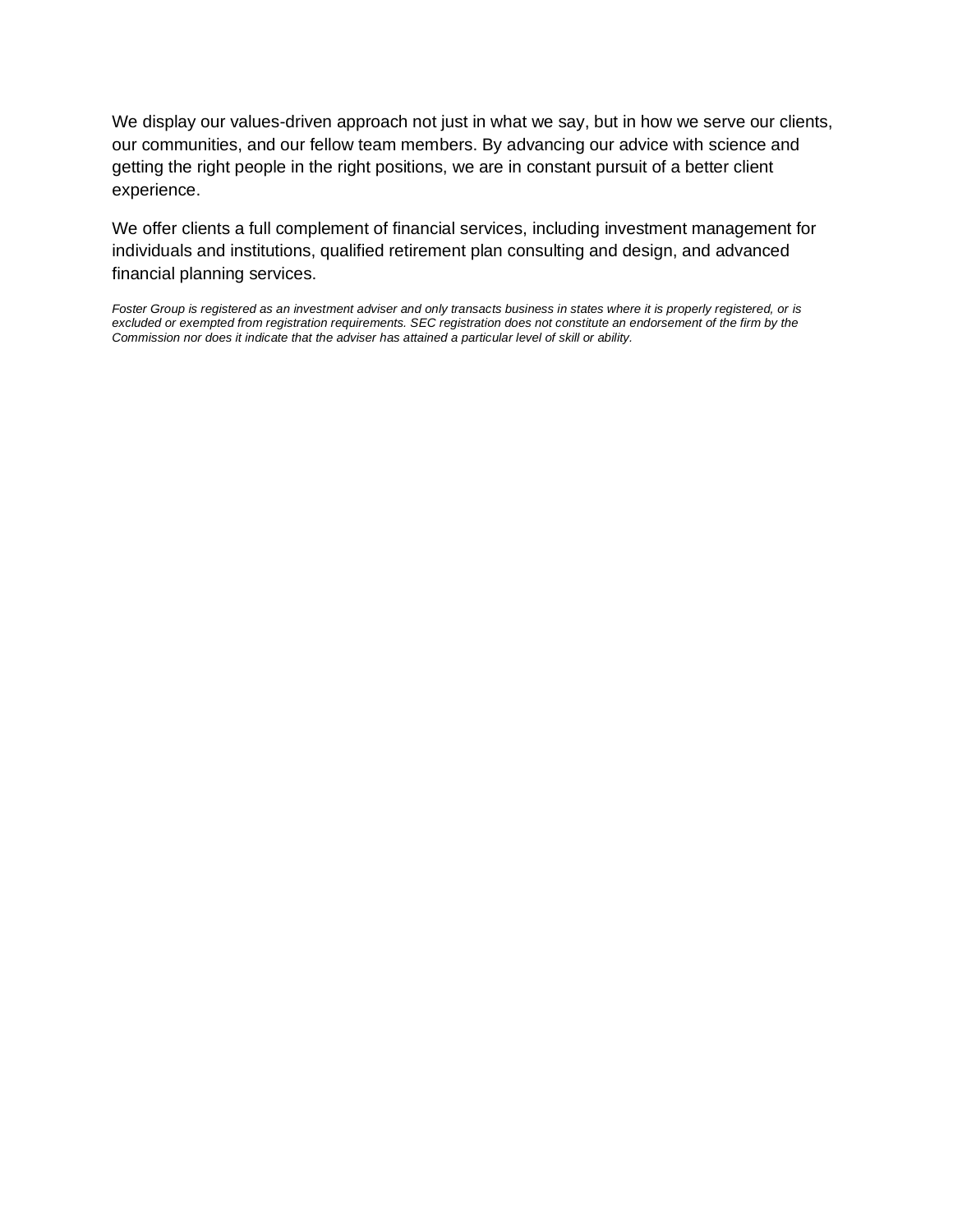We display our values-driven approach not just in what we say, but in how we serve our clients, our communities, and our fellow team members. By advancing our advice with science and getting the right people in the right positions, we are in constant pursuit of a better client experience.

We offer clients a full complement of financial services, including investment management for individuals and institutions, qualified retirement plan consulting and design, and advanced financial planning services.

*Foster Group is registered as an investment adviser and only transacts business in states where it is properly registered, or is excluded or exempted from registration requirements. SEC registration does not constitute an endorsement of the firm by the Commission nor does it indicate that the adviser has attained a particular level of skill or ability.*